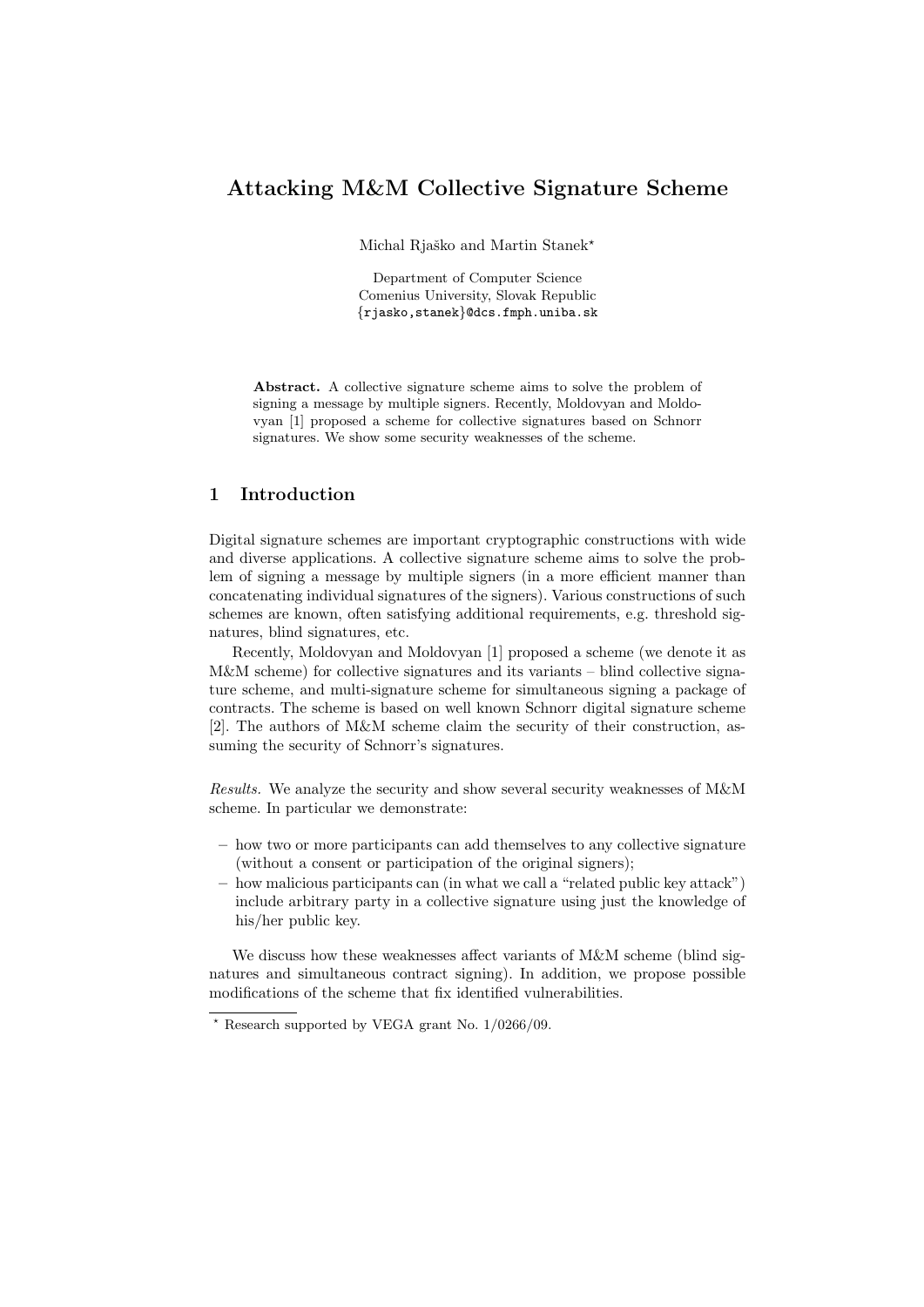# Attacking M&M Collective Signature Scheme

Michal Rjaško and Martin Stanek*

Department of Computer Science
Comenius University, Slovak Republic
{rjasko,stanek}@dcs.fmph.uniba.sk

**Abstract.** A collective signature scheme aims to solve the problem of signing a message by multiple signers. Recently, Moldovyan and Moldovyan [1] proposed a scheme for collective signatures based on Schnorr signatures. We show some security weaknesses of the scheme.

## 1 Introduction

Digital signature schemes are important cryptographic constructions with wide and diverse applications. A collective signature scheme aims to solve the problem of signing a message by multiple signers (in a more efficient manner than concatenating individual signatures of the signers). Various constructions of such schemes are known, often satisfying additional requirements, e.g. threshold signatures, blind signatures, etc.

Recently, Moldovyan and Moldovyan [1] proposed a scheme (we denote it as M&M scheme) for collective signatures and its variants – blind collective signature scheme, and multi-signature scheme for simultaneous signing a package of contracts. The scheme is based on well known Schnorr digital signature scheme [2]. The authors of M&M scheme claim the security of their construction, assuming the security of Schnorr's signatures.

*Results.* We analyze the security and show several security weaknesses of M&M scheme. In particular we demonstrate:

- how two or more participants can add themselves to any collective signature (without a consent or participation of the original signers);
- how malicious participants can (in what we call a "related public key attack") include arbitrary party in a collective signature using just the knowledge of his/her public key.

We discuss how these weaknesses affect variants of M&M scheme (blind signatures and simultaneous contract signing). In addition, we propose possible modifications of the scheme that fix identified vulnerabilities.

* Research supported by VEGA grant No. 1/0266/09.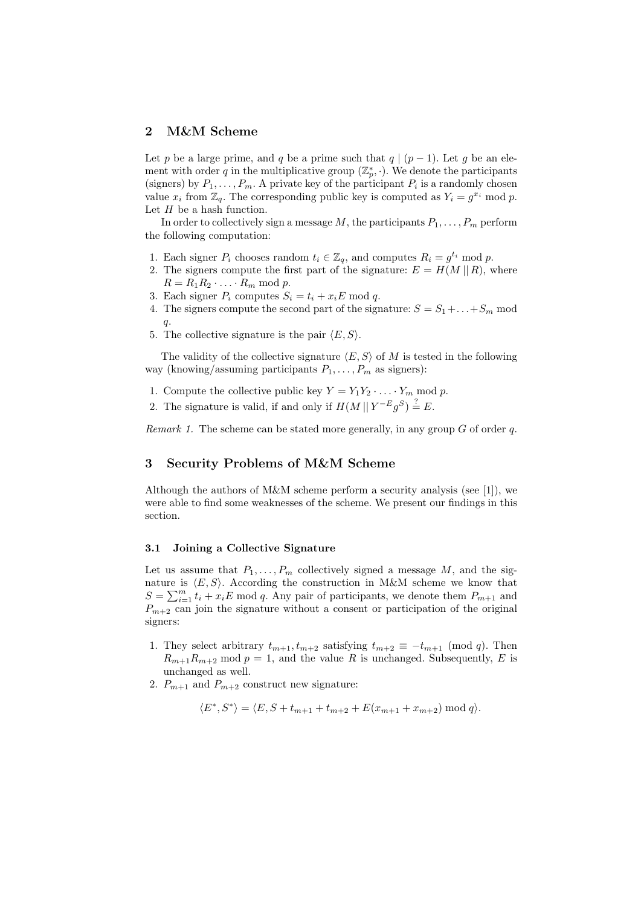## 2 M&M Scheme

Let $p$ be a large prime, and $q$ be a prime such that $q \mid (p-1)$. Let $g$ be an element with order $q$ in the multiplicative group $(\mathbb{Z}_p^*, \cdot)$. We denote the participants (signers) by $P_1, \ldots, P_m$. A private key of the participant $P_i$ is a randomly chosen value $x_i$ from $\mathbb{Z}_q$. The corresponding public key is computed as $Y_i = g^{x_i} \bmod p$. Let $H$ be a hash function.

In order to collectively sign a message $M$, the participants $P_1, \ldots, P_m$ perform the following computation:

1. Each signer $P_i$ chooses random $t_i \in \mathbb{Z}_q$, and computes $R_i = g^{t_i} \bmod p$.
2. The signers compute the first part of the signature: $E = H(M \,||\, R)$, where $R = R_1 R_2 \cdot \ldots \cdot R_m \bmod p$.
3. Each signer $P_i$ computes $S_i = t_i + x_i E \bmod q$.
4. The signers compute the second part of the signature: $S = S_1 + \ldots + S_m \bmod q$.
5. The collective signature is the pair $\langle E, S \rangle$.

The validity of the collective signature $\langle E, S \rangle$ of $M$ is tested in the following way (knowing/assuming participants $P_1, \ldots, P_m$ as signers):

1. Compute the collective public key $Y = Y_1 Y_2 \cdot \ldots \cdot Y_m \bmod p$.
2. The signature is valid, if and only if $H(M \,||\, Y^{-E} g^S) \stackrel{?}{=} E$.

*Remark 1.* The scheme can be stated more generally, in any group $G$ of order $q$.

## 3 Security Problems of M&M Scheme

Although the authors of M&M scheme perform a security analysis (see [1]), we were able to find some weaknesses of the scheme. We present our findings in this section.

### 3.1 Joining a Collective Signature

Let us assume that $P_1, \ldots, P_m$ collectively signed a message $M$, and the signature is $\langle E, S \rangle$. According the construction in M&M scheme we know that $S = \sum_{i=1}^{m} t_i + x_i E \bmod q$. Any pair of participants, we denote them $P_{m+1}$ and $P_{m+2}$ can join the signature without a consent or participation of the original signers:

1. They select arbitrary $t_{m+1}, t_{m+2}$ satisfying $t_{m+2} \equiv -t_{m+1} \pmod q$. Then $R_{m+1} R_{m+2} \bmod p = 1$, and the value $R$ is unchanged. Subsequently, $E$ is unchanged as well.
2. $P_{m+1}$ and $P_{m+2}$ construct new signature:

$$\langle E^*, S^* \rangle = \langle E, S + t_{m+1} + t_{m+2} + E(x_{m+1} + x_{m+2}) \bmod q \rangle.$$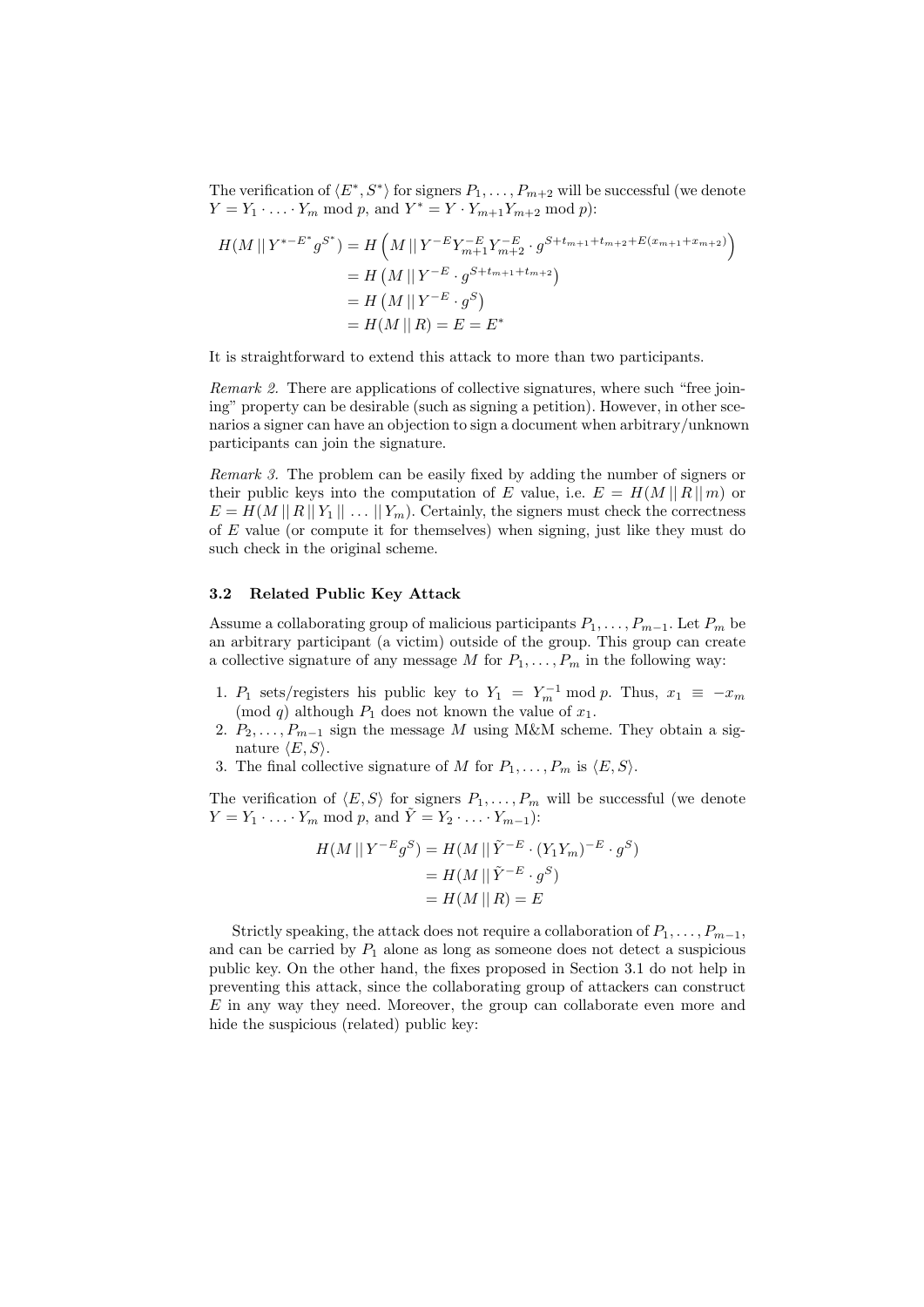The verification of $\langle E^*, S^* \rangle$ for signers $P_1, \ldots, P_{m+2}$ will be successful (we denote $Y = Y_1 \cdot \ldots \cdot Y_m \bmod p$, and $Y^* = Y \cdot Y_{m+1} Y_{m+2} \bmod p$):

$$
\begin{aligned}
H(M \,||\, Y^{*-E^*} g^{S^*}) &= H\left(M \,||\, Y^{-E} Y_{m+1}^{-E} Y_{m+2}^{-E} \cdot g^{S+t_{m+1}+t_{m+2}+E(x_{m+1}+x_{m+2})}\right) \\
&= H\left(M \,||\, Y^{-E} \cdot g^{S+t_{m+1}+t_{m+2}}\right) \\
&= H\left(M \,||\, Y^{-E} \cdot g^{S}\right) \\
&= H(M \,||\, R) = E = E^*
\end{aligned}
$$

It is straightforward to extend this attack to more than two participants.

*Remark 2.* There are applications of collective signatures, where such "free joining" property can be desirable (such as signing a petition). However, in other scenarios a signer can have an objection to sign a document when arbitrary/unknown participants can join the signature.

*Remark 3.* The problem can be easily fixed by adding the number of signers or their public keys into the computation of $E$ value, i.e. $E = H(M \,||\, R \,||\, m)$ or $E = H(M \,||\, R \,||\, Y_1 \,||\, \ldots \,||\, Y_m)$. Certainly, the signers must check the correctness of $E$ value (or compute it for themselves) when signing, just like they must do such check in the original scheme.

### 3.2 Related Public Key Attack

Assume a collaborating group of malicious participants $P_1, \ldots, P_{m-1}$. Let $P_m$ be an arbitrary participant (a victim) outside of the group. This group can create a collective signature of any message $M$ for $P_1, \ldots, P_m$ in the following way:

1. $P_1$ sets/registers his public key to $Y_1 = Y_m^{-1} \bmod p$. Thus, $x_1 \equiv -x_m \pmod q$ although $P_1$ does not known the value of $x_1$.
2. $P_2, \ldots, P_{m-1}$ sign the message $M$ using M&M scheme. They obtain a signature $\langle E, S \rangle$.
3. The final collective signature of $M$ for $P_1, \ldots, P_m$ is $\langle E, S \rangle$.

The verification of $\langle E, S \rangle$ for signers $P_1, \ldots, P_m$ will be successful (we denote $Y = Y_1 \cdot \ldots \cdot Y_m \bmod p$, and $\tilde{Y} = Y_2 \cdot \ldots \cdot Y_{m-1}$):

$$
\begin{aligned}
H(M \,||\, Y^{-E} g^S) &= H(M \,||\, \tilde{Y}^{-E} \cdot (Y_1 Y_m)^{-E} \cdot g^S) \\
&= H(M \,||\, \tilde{Y}^{-E} \cdot g^S) \\
&= H(M \,||\, R) = E
\end{aligned}
$$

Strictly speaking, the attack does not require a collaboration of $P_1, \ldots, P_{m-1}$, and can be carried by $P_1$ alone as long as someone does not detect a suspicious public key. On the other hand, the fixes proposed in Section 3.1 do not help in preventing this attack, since the collaborating group of attackers can construct $E$ in any way they need. Moreover, the group can collaborate even more and hide the suspicious (related) public key: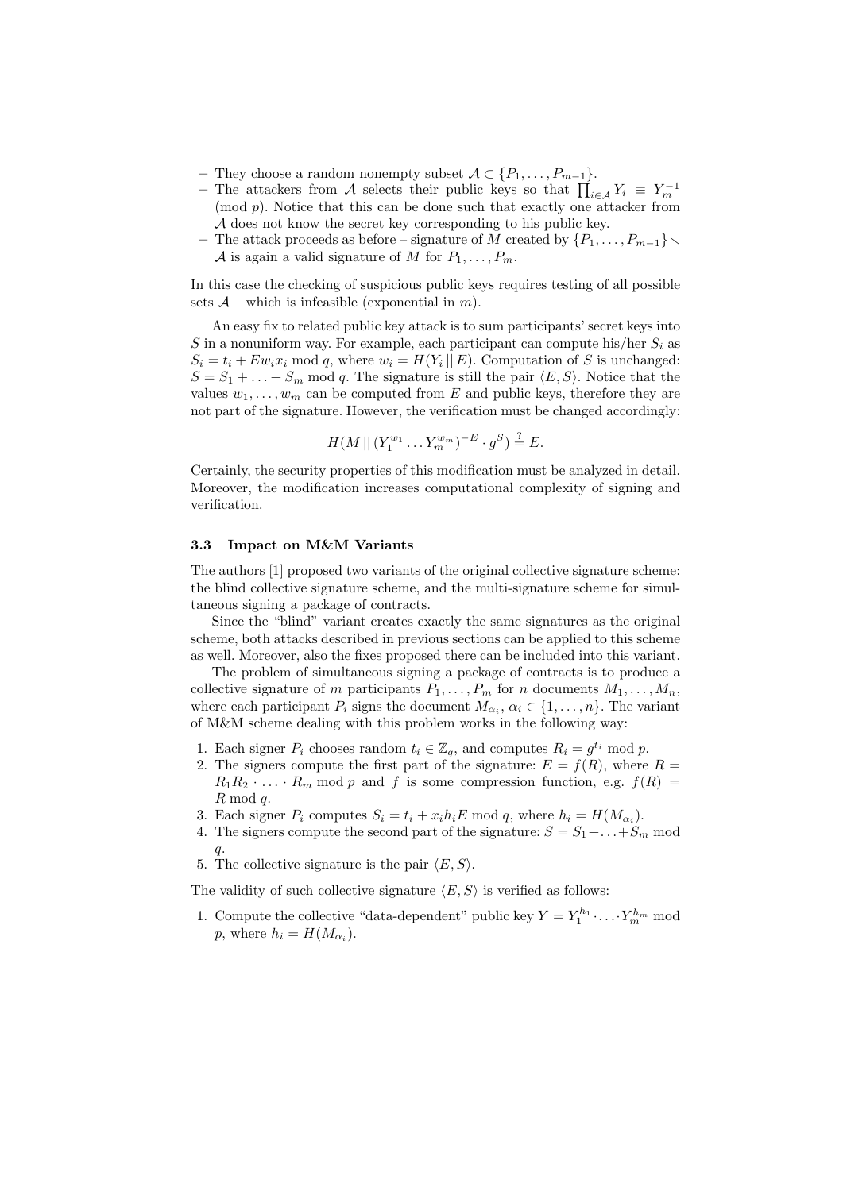- They choose a random nonempty subset $\mathcal{A} \subset \{P_1, \ldots, P_{m-1}\}$.
- The attackers from $\mathcal{A}$ selects their public keys so that $\prod_{i \in \mathcal{A}} Y_i \equiv Y_m^{-1} \pmod{p}$. Notice that this can be done such that exactly one attacker from $\mathcal{A}$ does not know the secret key corresponding to his public key.
- The attack proceeds as before – signature of $M$ created by $\{P_1, \ldots, P_{m-1}\} \setminus \mathcal{A}$ is again a valid signature of $M$ for $P_1, \ldots, P_m$.

In this case the checking of suspicious public keys requires testing of all possible sets $\mathcal{A}$ – which is infeasible (exponential in $m$).

An easy fix to related public key attack is to sum participants' secret keys into $S$ in a nonuniform way. For example, each participant can compute his/her $S_i$ as $S_i = t_i + E w_i x_i \bmod q$, where $w_i = H(Y_i \,||\, E)$. Computation of $S$ is unchanged: $S = S_1 + \ldots + S_m \bmod q$. The signature is still the pair $\langle E, S \rangle$. Notice that the values $w_1, \ldots, w_m$ can be computed from $E$ and public keys, therefore they are not part of the signature. However, the verification must be changed accordingly:

$$H(M \,||\, (Y_1^{w_1} \ldots Y_m^{w_m})^{-E} \cdot g^S) \stackrel{?}{=} E.$$

Certainly, the security properties of this modification must be analyzed in detail. Moreover, the modification increases computational complexity of signing and verification.

### 3.3 Impact on M&M Variants

The authors [1] proposed two variants of the original collective signature scheme: the blind collective signature scheme, and the multi-signature scheme for simultaneous signing a package of contracts.

Since the "blind" variant creates exactly the same signatures as the original scheme, both attacks described in previous sections can be applied to this scheme as well. Moreover, also the fixes proposed there can be included into this variant.

The problem of simultaneous signing a package of contracts is to produce a collective signature of $m$ participants $P_1, \ldots, P_m$ for $n$ documents $M_1, \ldots, M_n$, where each participant $P_i$ signs the document $M_{\alpha_i}$, $\alpha_i \in \{1, \ldots, n\}$. The variant of M&M scheme dealing with this problem works in the following way:

1. Each signer $P_i$ chooses random $t_i \in \mathbb{Z}_q$, and computes $R_i = g^{t_i} \bmod p$.
2. The signers compute the first part of the signature: $E = f(R)$, where $R = R_1 R_2 \cdot \ldots \cdot R_m \bmod p$ and $f$ is some compression function, e.g. $f(R) = R \bmod q$.
3. Each signer $P_i$ computes $S_i = t_i + x_i h_i E \bmod q$, where $h_i = H(M_{\alpha_i})$.
4. The signers compute the second part of the signature: $S = S_1 + \ldots + S_m \bmod q$.
5. The collective signature is the pair $\langle E, S \rangle$.

The validity of such collective signature $\langle E, S \rangle$ is verified as follows:

1. Compute the collective "data-dependent" public key $Y = Y_1^{h_1} \cdot \ldots \cdot Y_m^{h_m} \bmod p$, where $h_i = H(M_{\alpha_i})$.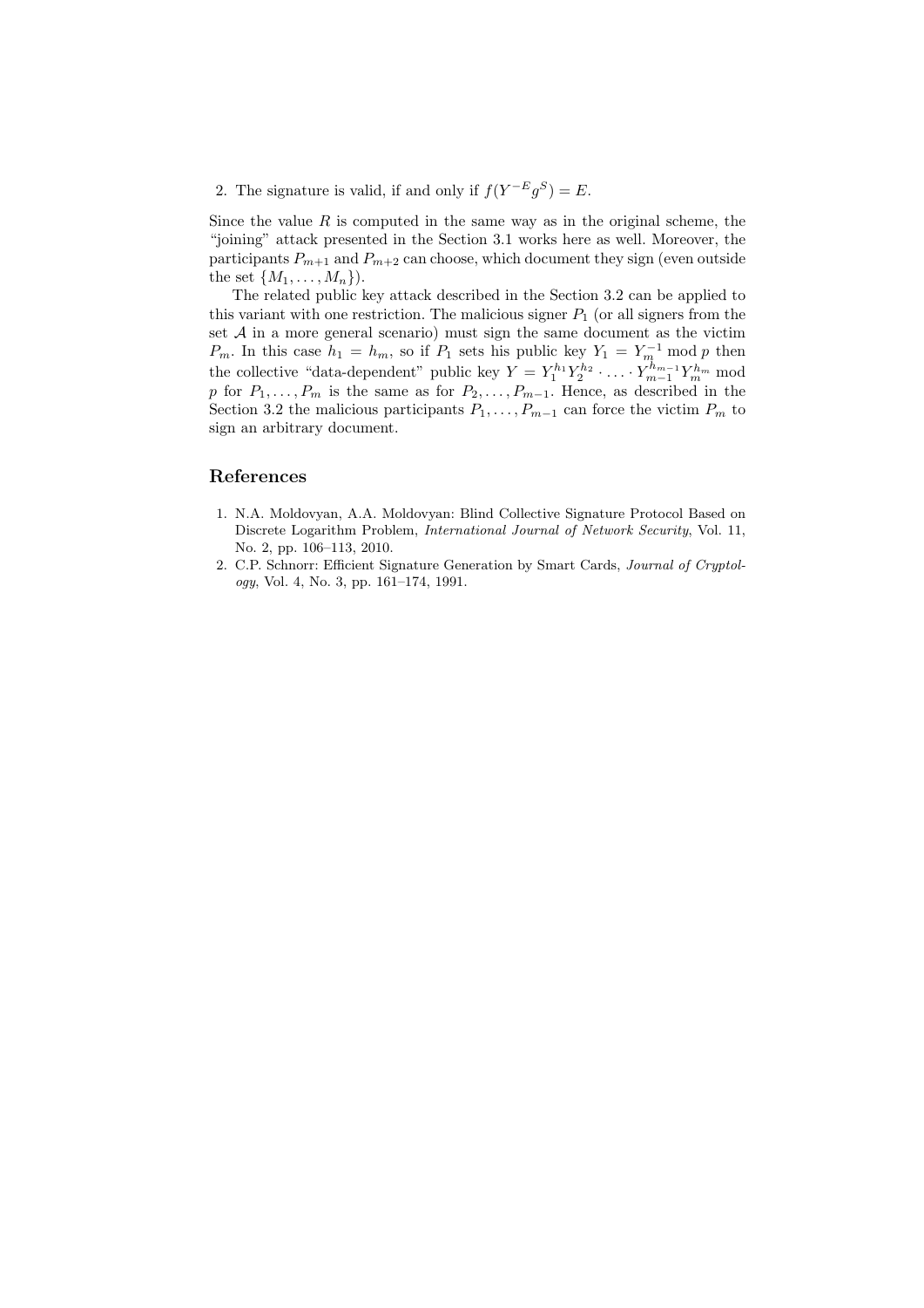2. The signature is valid, if and only if $f(Y^{-E}g^S) = E$.

Since the value $R$ is computed in the same way as in the original scheme, the "joining" attack presented in the Section 3.1 works here as well. Moreover, the participants $P_{m+1}$ and $P_{m+2}$ can choose, which document they sign (even outside the set $\{M_1, \ldots, M_n\}$).

The related public key attack described in the Section 3.2 can be applied to this variant with one restriction. The malicious signer $P_1$ (or all signers from the set $\mathcal{A}$ in a more general scenario) must sign the same document as the victim $P_m$. In this case $h_1 = h_m$, so if $P_1$ sets his public key $Y_1 = Y_m^{-1} \bmod p$ then the collective "data-dependent" public key $Y = Y_1^{h_1} Y_2^{h_2} \cdot \ldots \cdot Y_{m-1}^{h_{m-1}} Y_m^{h_m} \bmod p$ for $P_1, \ldots, P_m$ is the same as for $P_2, \ldots, P_{m-1}$. Hence, as described in the Section 3.2 the malicious participants $P_1, \ldots, P_{m-1}$ can force the victim $P_m$ to sign an arbitrary document.

## References

1. N.A. Moldovyan, A.A. Moldovyan: Blind Collective Signature Protocol Based on Discrete Logarithm Problem, *International Journal of Network Security*, Vol. 11, No. 2, pp. 106–113, 2010.
2. C.P. Schnorr: Efficient Signature Generation by Smart Cards, *Journal of Cryptology*, Vol. 4, No. 3, pp. 161–174, 1991.